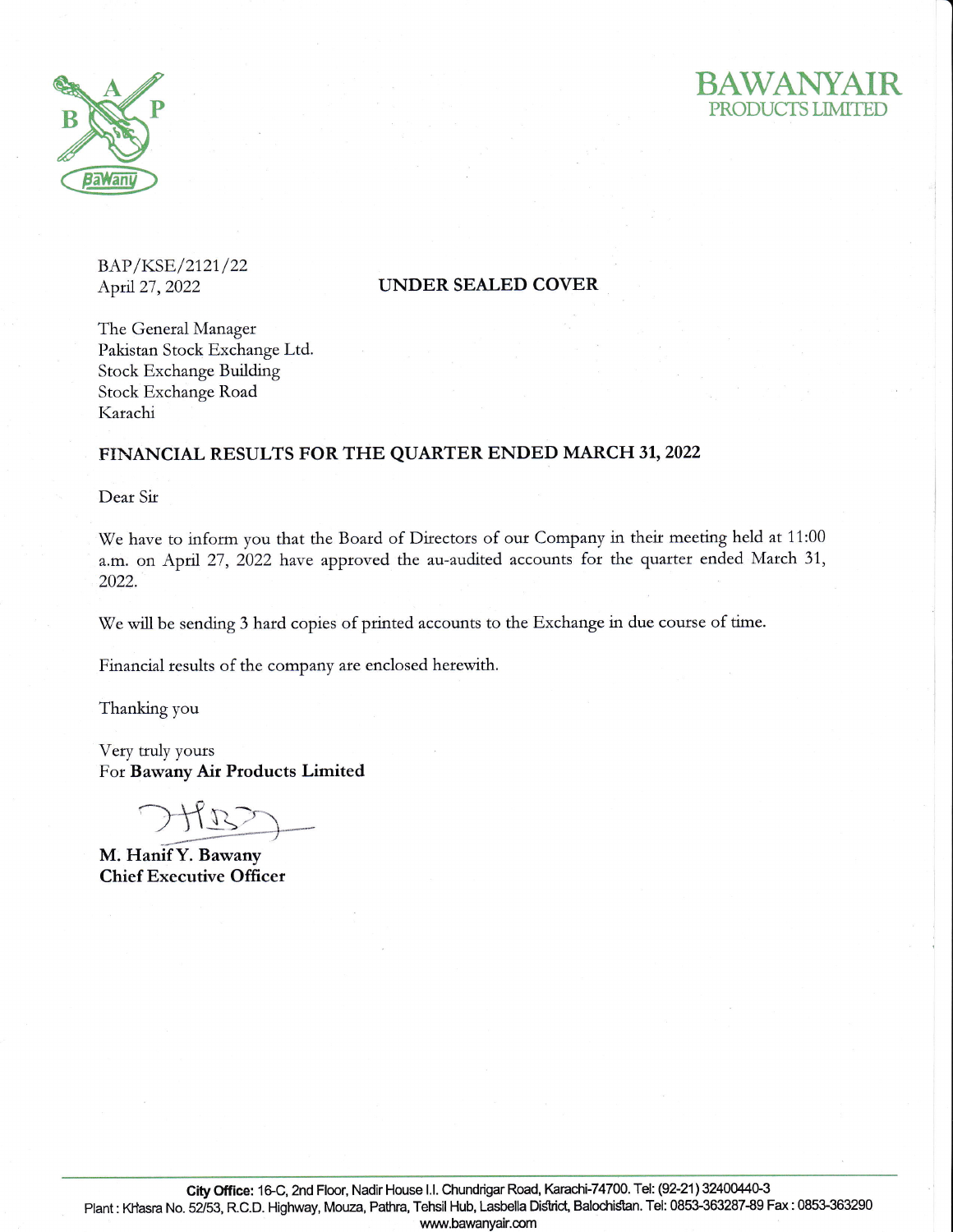**BAWANYAIR**
PRODUCTS LIMITED

BAP/KSE/2121/22
April 27, 2022

**UNDER SEALED COVER**

The General Manager
Pakistan Stock Exchange Ltd.
Stock Exchange Building
Stock Exchange Road
Karachi

**FINANCIAL RESULTS FOR THE QUARTER ENDED MARCH 31, 2022**

Dear Sir

We have to inform you that the Board of Directors of our Company in their meeting held at 11:00 a.m. on April 27, 2022 have approved the au-audited accounts for the quarter ended March 31, 2022.

We will be sending 3 hard copies of printed accounts to the Exchange in due course of time.

Financial results of the company are enclosed herewith.

Thanking you

Very truly yours
For **Bawany Air Products Limited**

**M. Hanif Y. Bawany**
**Chief Executive Officer**

**City Office:** 16-C, 2nd Floor, Nadir House I.I. Chundrigar Road, Karachi-74700. Tel: (92-21) 32400440-3
Plant : Khasra No. 52/53, R.C.D. Highway, Mouza, Pathra, Tehsil Hub, Lasbella District, Balochistan. Tel: 0853-363287-89 Fax : 0853-363290
www.bawanyair.com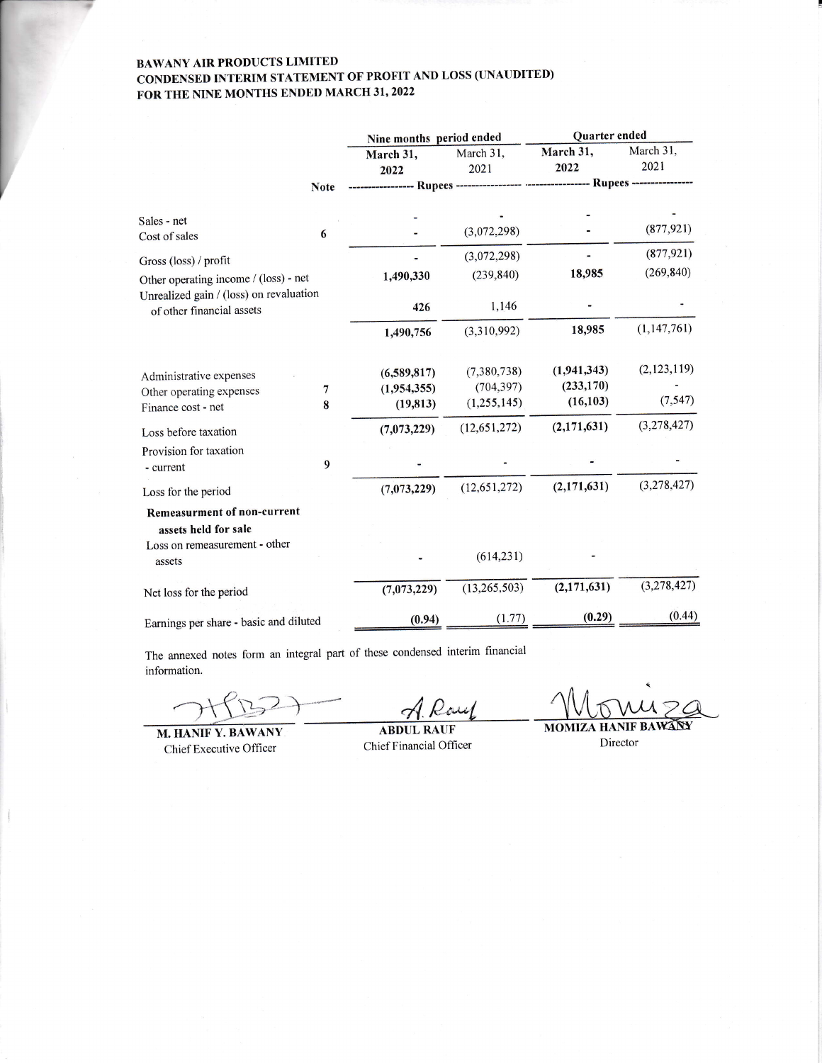**BAWANY AIR PRODUCTS LIMITED**
**CONDENSED INTERIM STATEMENT OF PROFIT AND LOSS (UNAUDITED)**
**FOR THE NINE MONTHS ENDED MARCH 31, 2022**

| | Note | Nine months period ended | | Quarter ended | |
|---|---|---|---|---|---|
| | | **March 31, 2022** | March 31, 2021 | **March 31, 2022** | March 31, 2021 |
| | | ---------------- Rupees ---------------- | | ---------------- Rupees ---------------- | |
| Sales - net | | - | - | - | - |
| Cost of sales | 6 | - | (3,072,298) | - | (877,921) |
| Gross (loss) / profit | | - | (3,072,298) | - | (877,921) |
| Other operating income / (loss) - net | | **1,490,330** | (239,840) | **18,985** | (269,840) |
| Unrealized gain / (loss) on revaluation of other financial assets | | **426** | 1,146 | - | - |
| | | **1,490,756** | (3,310,992) | **18,985** | (1,147,761) |
| Administrative expenses | | **(6,589,817)** | (7,380,738) | **(1,941,343)** | (2,123,119) |
| Other operating expenses | 7 | **(1,954,355)** | (704,397) | **(233,170)** | - |
| Finance cost - net | 8 | **(19,813)** | (1,255,145) | **(16,103)** | (7,547) |
| Loss before taxation | | **(7,073,229)** | (12,651,272) | **(2,171,631)** | (3,278,427) |
| Provision for taxation - current | 9 | - | - | - | - |
| Loss for the period | | **(7,073,229)** | (12,651,272) | **(2,171,631)** | (3,278,427) |
| **Remeasurment of non-current assets held for sale** | | | | | |
| Loss on remeasurement - other assets | | - | (614,231) | - | |
| Net loss for the period | | **(7,073,229)** | (13,265,503) | **(2,171,631)** | (3,278,427) |
| Earnings per share - basic and diluted | | **(0.94)** | (1.77) | **(0.29)** | (0.44) |

The annexed notes form an integral part of these condensed interim financial information.

| | | |
|---|---|---|
| **M. HANIF Y. BAWANY** | **ABDUL RAUF** | **MOMIZA HANIF BAWANY** |
| Chief Executive Officer | Chief Financial Officer | Director |